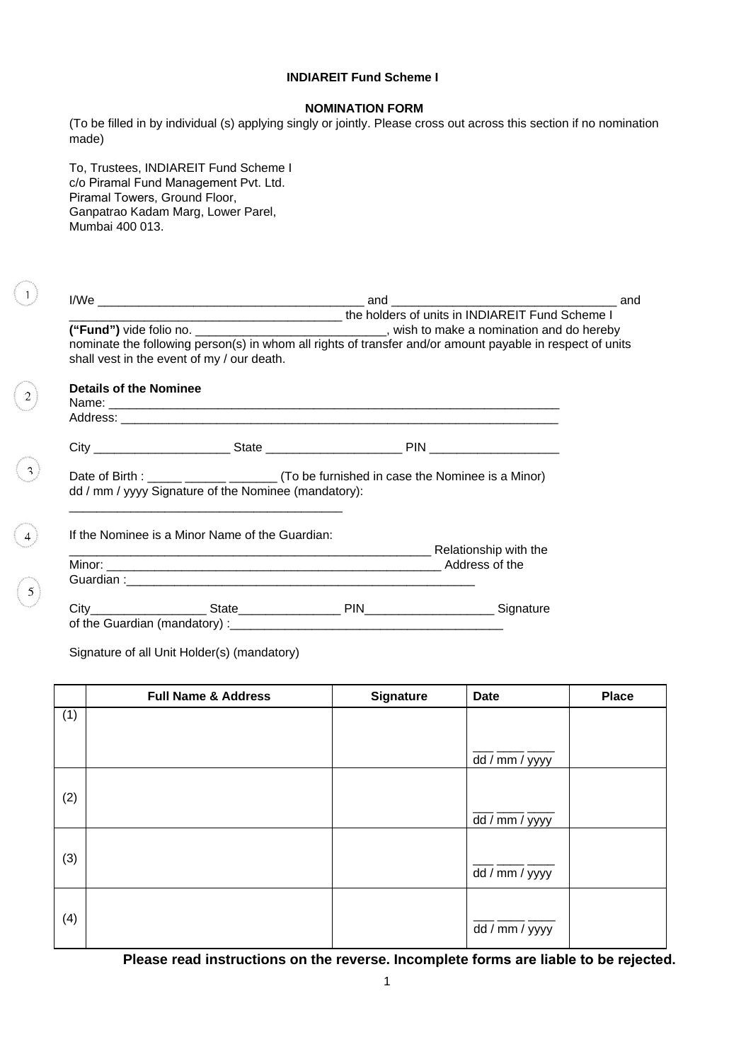**INDIAREIT Fund Scheme I**

**NOMINATION FORM**

(To be filled in by individual (s) applying singly or jointly. Please cross out across this section if no nomination made)

To, Trustees, INDIAREIT Fund Scheme I
c/o Piramal Fund Management Pvt. Ltd.
Piramal Towers, Ground Floor,
Ganpatrao Kadam Marg, Lower Parel,
Mumbai 400 013.

1

I/We ________________________________________ and __________________________________ and ________________________________________ the holders of units in INDIAREIT Fund Scheme I **("Fund")** vide folio no. ____________________________, wish to make a nomination and do hereby nominate the following person(s) in whom all rights of transfer and/or amount payable in respect of units shall vest in the event of my / our death.

2

**Details of the Nominee**

Name: ______________________________________________________________________

Address: ____________________________________________________________________

City ____________________ State ____________________ PIN ___________________

3

Date of Birth : _____ ______ _______ (To be furnished in case the Nominee is a Minor)
dd / mm / yyyy Signature of the Nominee (mandatory):

________________________________________

4

If the Nominee is a Minor Name of the Guardian:

_____________________________________________________ Relationship with the Minor: __________________________________________________ Address of the

5

Guardian :_____________________________________________________

City_________________ State_______________ PIN___________________ Signature of the Guardian (mandatory) :________________________________________

Signature of all Unit Holder(s) (mandatory)

| | Full Name & Address | Signature | Date | Place |
|---|---|---|---|---|
| (1) | | | ___ ____ ____<br>dd / mm / yyyy | |
| (2) | | | ___ ____ ____<br>dd / mm / yyyy | |
| (3) | | | ___ ____ ____<br>dd / mm / yyyy | |
| (4) | | | ___ ____ ____<br>dd / mm / yyyy | |

**Please read instructions on the reverse. Incomplete forms are liable to be rejected.**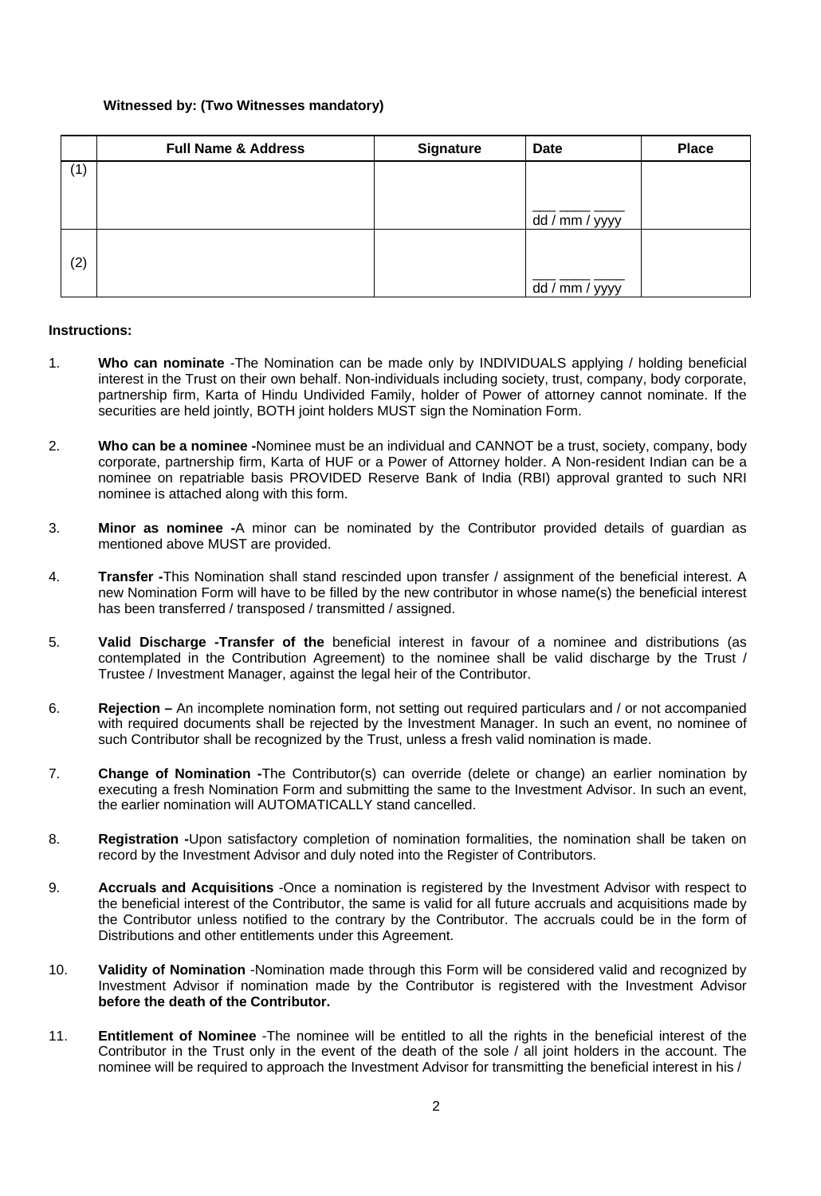**Witnessed by: (Two Witnesses mandatory)**

| | Full Name & Address | Signature | Date | Place |
|---|---|---|---|---|
| (1) | | | ___ ____ ____<br>dd / mm / yyyy | |
| (2) | | | ___ ____ ____<br>dd / mm / yyyy | |

**Instructions:**

1. **Who can nominate** -The Nomination can be made only by INDIVIDUALS applying / holding beneficial interest in the Trust on their own behalf. Non-individuals including society, trust, company, body corporate, partnership firm, Karta of Hindu Undivided Family, holder of Power of attorney cannot nominate. If the securities are held jointly, BOTH joint holders MUST sign the Nomination Form.

2. **Who can be a nominee -**Nominee must be an individual and CANNOT be a trust, society, company, body corporate, partnership firm, Karta of HUF or a Power of Attorney holder. A Non-resident Indian can be a nominee on repatriable basis PROVIDED Reserve Bank of India (RBI) approval granted to such NRI nominee is attached along with this form.

3. **Minor as nominee -**A minor can be nominated by the Contributor provided details of guardian as mentioned above MUST are provided.

4. **Transfer -**This Nomination shall stand rescinded upon transfer / assignment of the beneficial interest. A new Nomination Form will have to be filled by the new contributor in whose name(s) the beneficial interest has been transferred / transposed / transmitted / assigned.

5. **Valid Discharge -Transfer of the** beneficial interest in favour of a nominee and distributions (as contemplated in the Contribution Agreement) to the nominee shall be valid discharge by the Trust / Trustee / Investment Manager, against the legal heir of the Contributor.

6. **Rejection –** An incomplete nomination form, not setting out required particulars and / or not accompanied with required documents shall be rejected by the Investment Manager. In such an event, no nominee of such Contributor shall be recognized by the Trust, unless a fresh valid nomination is made.

7. **Change of Nomination -**The Contributor(s) can override (delete or change) an earlier nomination by executing a fresh Nomination Form and submitting the same to the Investment Advisor. In such an event, the earlier nomination will AUTOMATICALLY stand cancelled.

8. **Registration -**Upon satisfactory completion of nomination formalities, the nomination shall be taken on record by the Investment Advisor and duly noted into the Register of Contributors.

9. **Accruals and Acquisitions** -Once a nomination is registered by the Investment Advisor with respect to the beneficial interest of the Contributor, the same is valid for all future accruals and acquisitions made by the Contributor unless notified to the contrary by the Contributor. The accruals could be in the form of Distributions and other entitlements under this Agreement.

10. **Validity of Nomination** -Nomination made through this Form will be considered valid and recognized by Investment Advisor if nomination made by the Contributor is registered with the Investment Advisor **before the death of the Contributor.**

11. **Entitlement of Nominee** -The nominee will be entitled to all the rights in the beneficial interest of the Contributor in the Trust only in the event of the death of the sole / all joint holders in the account. The nominee will be required to approach the Investment Advisor for transmitting the beneficial interest in his /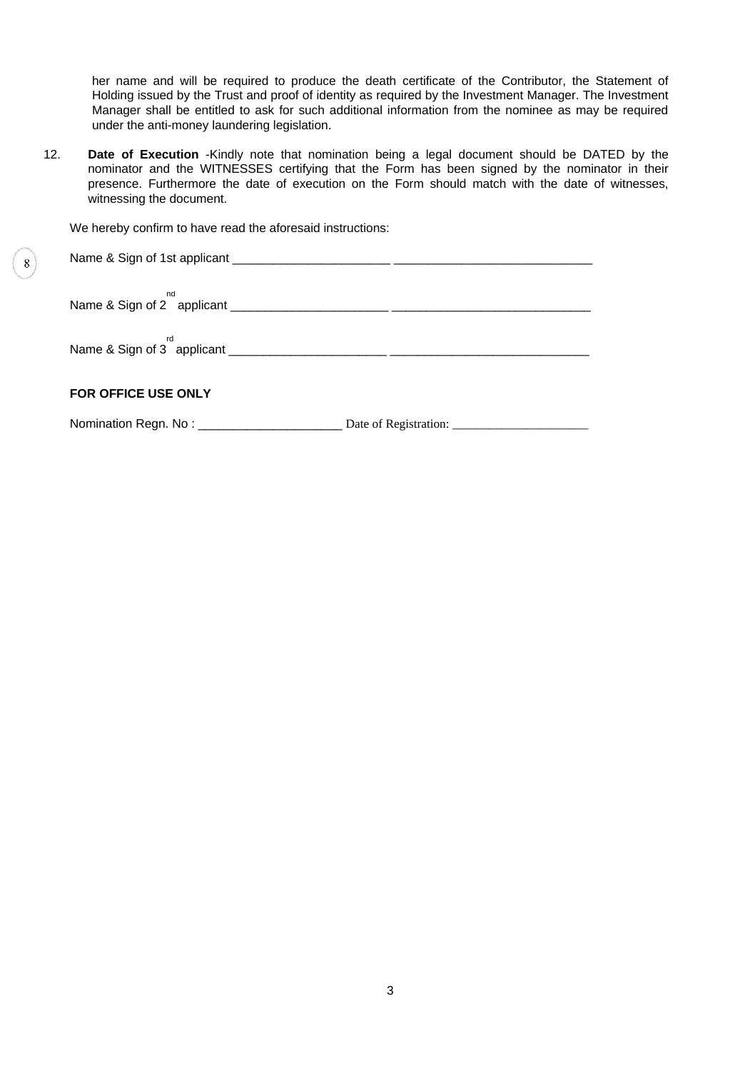her name and will be required to produce the death certificate of the Contributor, the Statement of Holding issued by the Trust and proof of identity as required by the Investment Manager. The Investment Manager shall be entitled to ask for such additional information from the nominee as may be required under the anti-money laundering legislation.

12. **Date of Execution** -Kindly note that nomination being a legal document should be DATED by the nominator and the WITNESSES certifying that the Form has been signed by the nominator in their presence. Furthermore the date of execution on the Form should match with the date of witnesses, witnessing the document.

We hereby confirm to have read the aforesaid instructions:

Name & Sign of 1st applicant _______________________ _____________________________

Name & Sign of 2nd applicant _______________________ _____________________________

Name & Sign of 3rd applicant _______________________ _____________________________

**FOR OFFICE USE ONLY**

Nomination Regn. No : _____________________ Date of Registration: _____________________